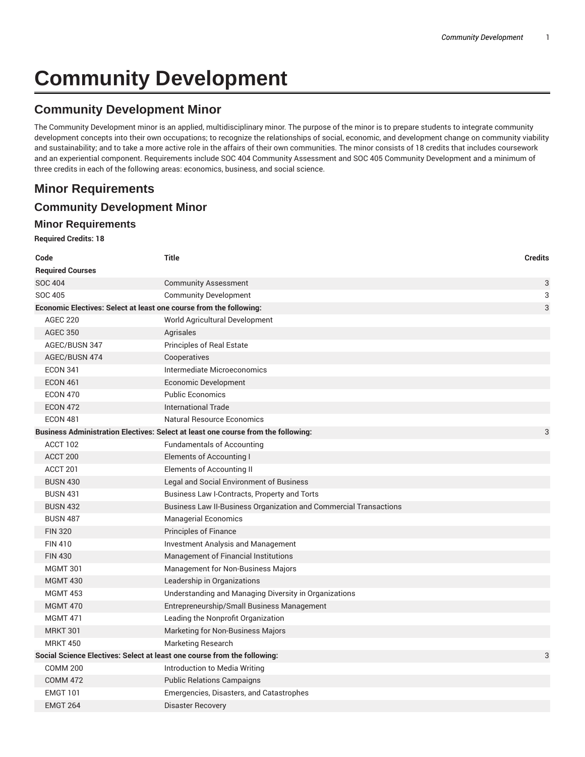# Community Development

## Community Development Minor

The Community Development minor is an applied, multidisciplinary minor. The purpose of the minor is to prepare students to integrate community development concepts into their own occupations; to recognize the relationships of social, economic, and development change on community viability and sustainability; and to take a more active role in the affairs of their own communities. The minor consists of 18 credits that includes coursework and an experiential component. Requirements include SOC 404 Community Assessment and SOC 405 Community Development and a minimum of three credits in each of the following areas: economics, business, and social science.

## Minor Requirements

## Community Development Minor

### Minor Requirements

**Required Credits: 18**

| Code | Title | Credits |
|---|---|---|
| **Required Courses** | | |
| SOC 404 | Community Assessment | 3 |
| SOC 405 | Community Development | 3 |
| **Economic Electives: Select at least one course from the following:** | | 3 |
| AGEC 220 | World Agricultural Development | |
| AGEC 350 | Agrisales | |
| AGEC/BUSN 347 | Principles of Real Estate | |
| AGEC/BUSN 474 | Cooperatives | |
| ECON 341 | Intermediate Microeconomics | |
| ECON 461 | Economic Development | |
| ECON 470 | Public Economics | |
| ECON 472 | International Trade | |
| ECON 481 | Natural Resource Economics | |
| **Business Administration Electives: Select at least one course from the following:** | | 3 |
| ACCT 102 | Fundamentals of Accounting | |
| ACCT 200 | Elements of Accounting I | |
| ACCT 201 | Elements of Accounting II | |
| BUSN 430 | Legal and Social Environment of Business | |
| BUSN 431 | Business Law I-Contracts, Property and Torts | |
| BUSN 432 | Business Law II-Business Organization and Commercial Transactions | |
| BUSN 487 | Managerial Economics | |
| FIN 320 | Principles of Finance | |
| FIN 410 | Investment Analysis and Management | |
| FIN 430 | Management of Financial Institutions | |
| MGMT 301 | Management for Non-Business Majors | |
| MGMT 430 | Leadership in Organizations | |
| MGMT 453 | Understanding and Managing Diversity in Organizations | |
| MGMT 470 | Entrepreneurship/Small Business Management | |
| MGMT 471 | Leading the Nonprofit Organization | |
| MRKT 301 | Marketing for Non-Business Majors | |
| MRKT 450 | Marketing Research | |
| **Social Science Electives: Select at least one course from the following:** | | 3 |
| COMM 200 | Introduction to Media Writing | |
| COMM 472 | Public Relations Campaigns | |
| EMGT 101 | Emergencies, Disasters, and Catastrophes | |
| EMGT 264 | Disaster Recovery | |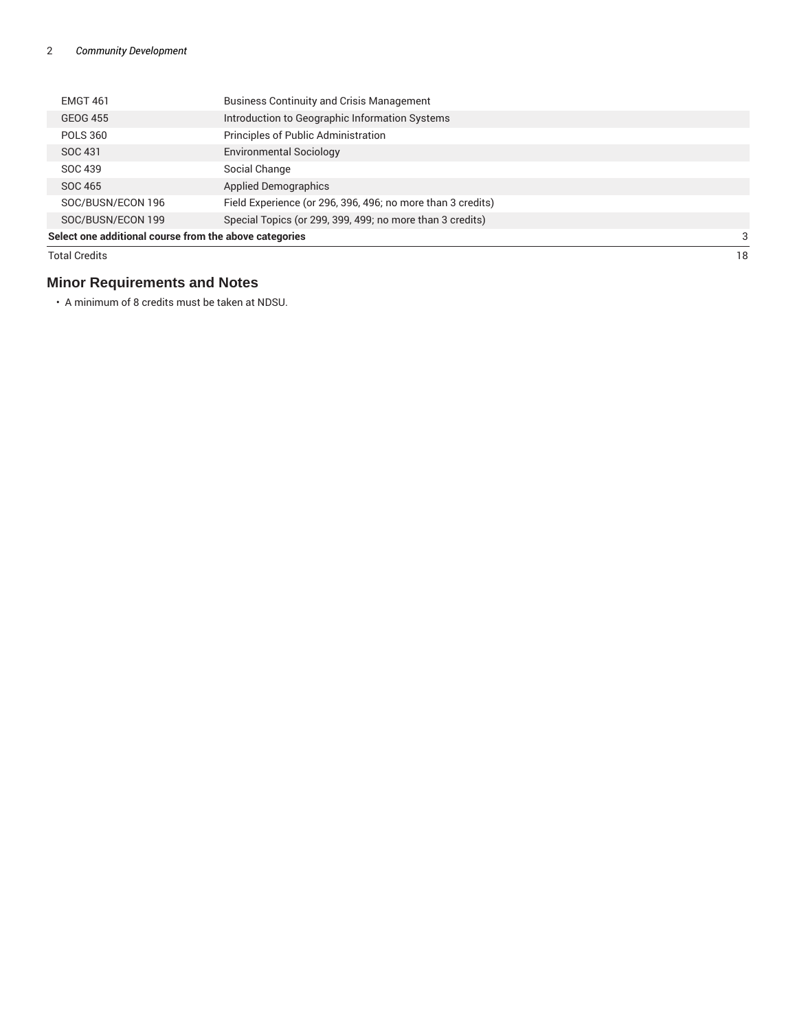| | | |
|---|---|---|
| EMGT 461 | Business Continuity and Crisis Management | |
| GEOG 455 | Introduction to Geographic Information Systems | |
| POLS 360 | Principles of Public Administration | |
| SOC 431 | Environmental Sociology | |
| SOC 439 | Social Change | |
| SOC 465 | Applied Demographics | |
| SOC/BUSN/ECON 196 | Field Experience (or 296, 396, 496; no more than 3 credits) | |
| SOC/BUSN/ECON 199 | Special Topics (or 299, 399, 499; no more than 3 credits) | |
| **Select one additional course from the above categories** | | 3 |
| Total Credits | | 18 |

## Minor Requirements and Notes

- A minimum of 8 credits must be taken at NDSU.